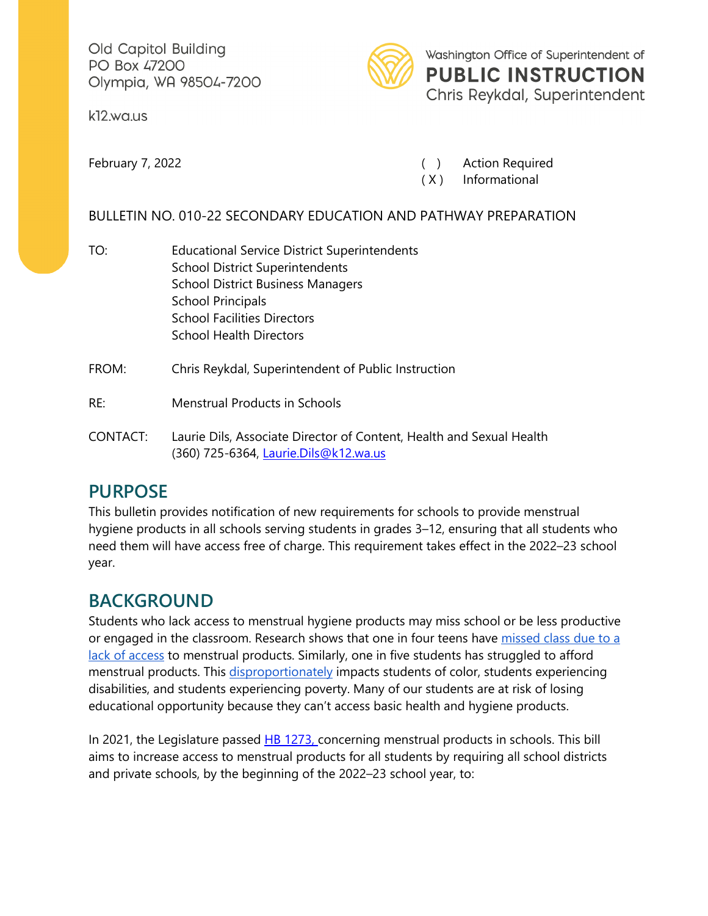Old Capitol Building
PO Box 47200
Olympia, WA 98504-7200

k12.wa.us

Washington Office of Superintendent of
**PUBLIC INSTRUCTION**
Chris Reykdal, Superintendent

February 7, 2022

( ) Action Required
( X ) Informational

BULLETIN NO. 010-22 SECONDARY EDUCATION AND PATHWAY PREPARATION

TO: Educational Service District Superintendents
School District Superintendents
School District Business Managers
School Principals
School Facilities Directors
School Health Directors

FROM: Chris Reykdal, Superintendent of Public Instruction

RE: Menstrual Products in Schools

CONTACT: Laurie Dils, Associate Director of Content, Health and Sexual Health
(360) 725-6364, [Laurie.Dils@k12.wa.us](mailto:Laurie.Dils@k12.wa.us)

## PURPOSE

This bulletin provides notification of new requirements for schools to provide menstrual hygiene products in all schools serving students in grades 3–12, ensuring that all students who need them will have access free of charge. This requirement takes effect in the 2022–23 school year.

## BACKGROUND

Students who lack access to menstrual hygiene products may miss school or be less productive or engaged in the classroom. Research shows that one in four teens have missed class due to a lack of access to menstrual products. Similarly, one in five students has struggled to afford menstrual products. This disproportionately impacts students of color, students experiencing disabilities, and students experiencing poverty. Many of our students are at risk of losing educational opportunity because they can't access basic health and hygiene products.

In 2021, the Legislature passed HB 1273, concerning menstrual products in schools. This bill aims to increase access to menstrual products for all students by requiring all school districts and private schools, by the beginning of the 2022–23 school year, to: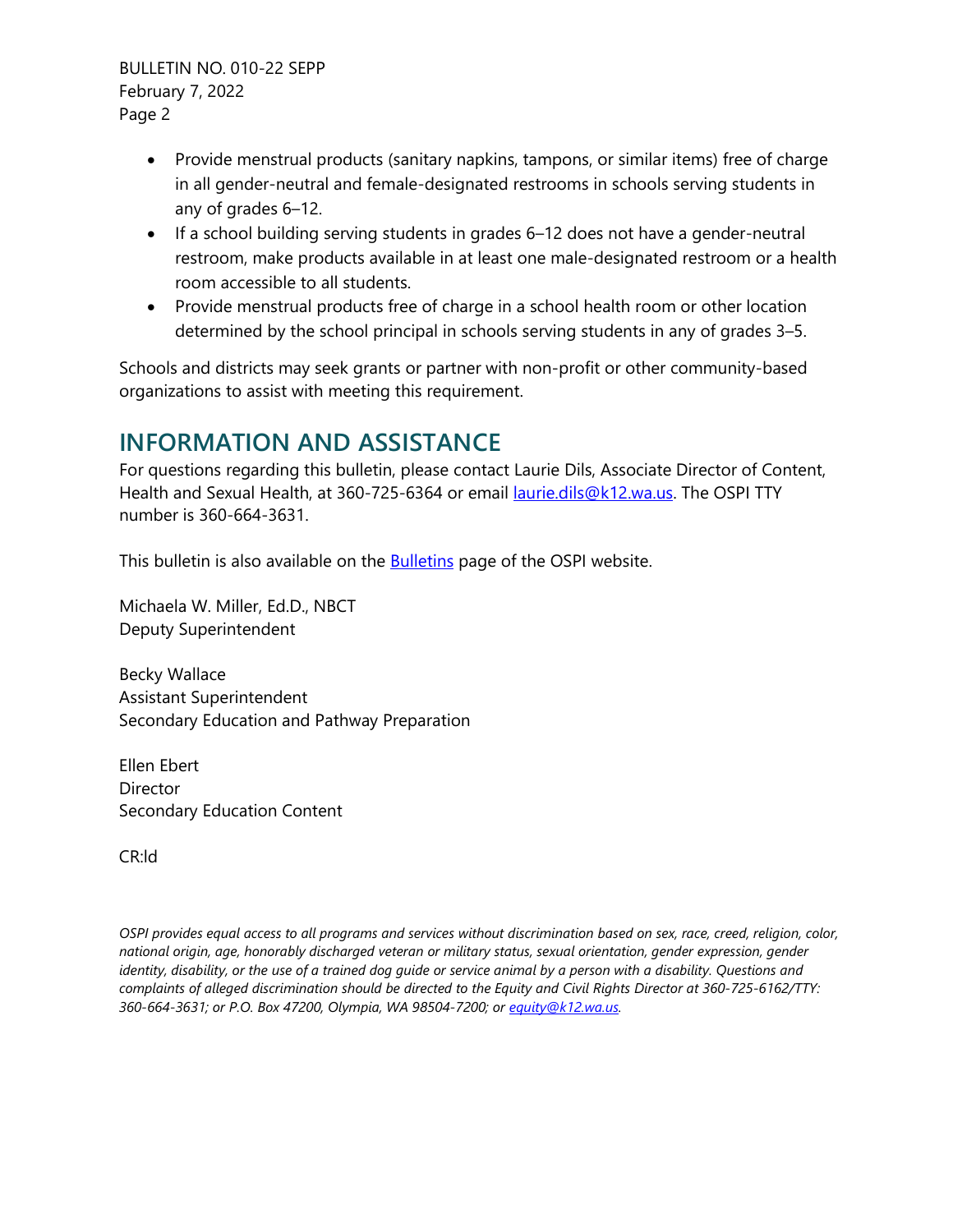- Provide menstrual products (sanitary napkins, tampons, or similar items) free of charge in all gender-neutral and female-designated restrooms in schools serving students in any of grades 6–12.
- If a school building serving students in grades 6–12 does not have a gender-neutral restroom, make products available in at least one male-designated restroom or a health room accessible to all students.
- Provide menstrual products free of charge in a school health room or other location determined by the school principal in schools serving students in any of grades 3–5.

Schools and districts may seek grants or partner with non-profit or other community-based organizations to assist with meeting this requirement.

## INFORMATION AND ASSISTANCE

For questions regarding this bulletin, please contact Laurie Dils, Associate Director of Content, Health and Sexual Health, at 360-725-6364 or email laurie.dils@k12.wa.us. The OSPI TTY number is 360-664-3631.

This bulletin is also available on the Bulletins page of the OSPI website.

Michaela W. Miller, Ed.D., NBCT
Deputy Superintendent

Becky Wallace
Assistant Superintendent
Secondary Education and Pathway Preparation

Ellen Ebert
Director
Secondary Education Content

CR:ld

*OSPI provides equal access to all programs and services without discrimination based on sex, race, creed, religion, color, national origin, age, honorably discharged veteran or military status, sexual orientation, gender expression, gender identity, disability, or the use of a trained dog guide or service animal by a person with a disability. Questions and complaints of alleged discrimination should be directed to the Equity and Civil Rights Director at 360-725-6162/TTY: 360-664-3631; or P.O. Box 47200, Olympia, WA 98504-7200; or equity@k12.wa.us.*